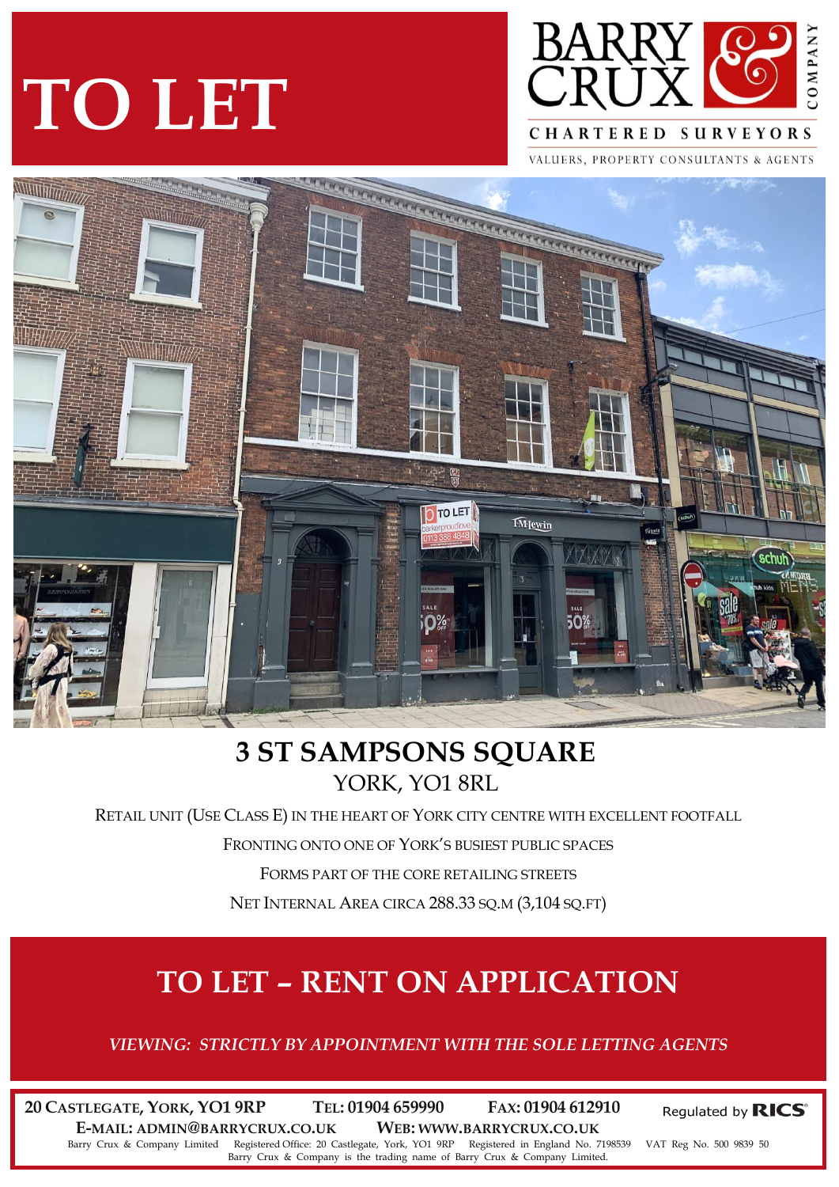# TO LET

BARRY CRUX & COMPANY

CHARTERED SURVEYORS

VALUERS, PROPERTY CONSULTANTS & AGENTS

## 3 ST SAMPSONS SQUARE

YORK, YO1 8RL

RETAIL UNIT (USE CLASS E) IN THE HEART OF YORK CITY CENTRE WITH EXCELLENT FOOTFALL

FRONTING ONTO ONE OF YORK'S BUSIEST PUBLIC SPACES

FORMS PART OF THE CORE RETAILING STREETS

NET INTERNAL AREA CIRCA 288.33 SQ.M (3,104 SQ.FT)

## TO LET – RENT ON APPLICATION

*VIEWING: STRICTLY BY APPOINTMENT WITH THE SOLE LETTING AGENTS*

**20 CASTLEGATE, YORK, YO1 9RP** **TEL: 01904 659990** **FAX: 01904 612910** Regulated by RICS

**E-MAIL: ADMIN@BARRYCRUX.CO.UK** **WEB: WWW.BARRYCRUX.CO.UK**

Barry Crux & Company Limited Registered Office: 20 Castlegate, York, YO1 9RP Registered in England No. 7198539 VAT Reg No. 500 9839 50
Barry Crux & Company is the trading name of Barry Crux & Company Limited.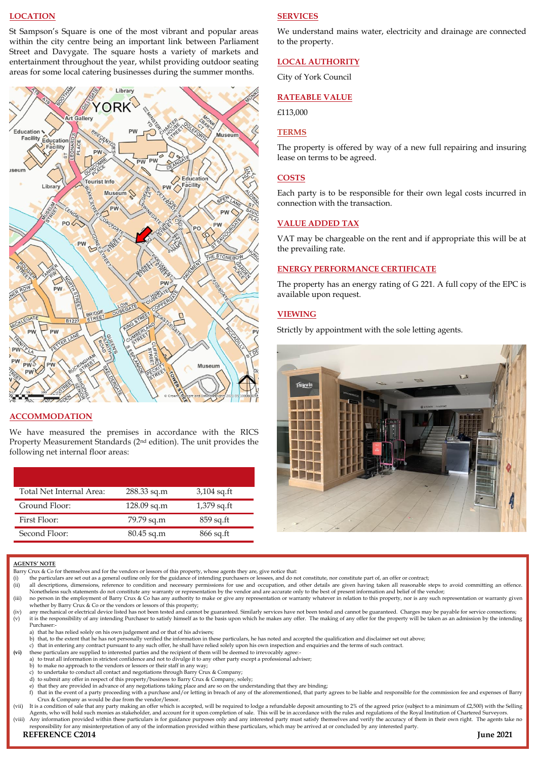## LOCATION

St Sampson's Square is one of the most vibrant and popular areas within the city centre being an important link between Parliament Street and Davygate. The square hosts a variety of markets and entertainment throughout the year, whilst providing outdoor seating areas for some local catering businesses during the summer months.

## ACCOMMODATION

We have measured the premises in accordance with the RICS Property Measurement Standards (2nd edition). The unit provides the following net internal floor areas:

| | | |
|---|---|---|
| Total Net Internal Area: | 288.33 sq.m | 3,104 sq.ft |
| Ground Floor: | 128.09 sq.m | 1,379 sq.ft |
| First Floor: | 79.79 sq.m | 859 sq.ft |
| Second Floor: | 80.45 sq.m | 866 sq.ft |

## SERVICES

We understand mains water, electricity and drainage are connected to the property.

## LOCAL AUTHORITY

City of York Council

## RATEABLE VALUE

£113,000

## TERMS

The property is offered by way of a new full repairing and insuring lease on terms to be agreed.

## COSTS

Each party is to be responsible for their own legal costs incurred in connection with the transaction.

## VALUE ADDED TAX

VAT may be chargeable on the rent and if appropriate this will be at the prevailing rate.

## ENERGY PERFORMANCE CERTIFICATE

The property has an energy rating of G 221. A full copy of the EPC is available upon request.

## VIEWING

Strictly by appointment with the sole letting agents.

### AGENTS' NOTE

Barry Crux & Co for themselves and for the vendors or lessors of this property, whose agents they are, give notice that:

(i) the particulars are set out as a general outline only for the guidance of intending purchasers or lessees, and do not constitute, nor constitute part of, an offer or contract;

(ii) all descriptions, dimensions, reference to condition and necessary permissions for use and occupation, and other details are given having taken all reasonable steps to avoid committing an offence. Nonetheless such statements do not constitute any warranty or representation by the vendor and are accurate only to the best of present information and belief of the vendor;

(iii) no person in the employment of Barry Crux & Co has any authority to make or give any representation or warranty whatever in relation to this property, nor is any such representation or warranty given whether by Barry Crux & Co or the vendors or lessors of this property;

(iv) any mechanical or electrical device listed has not been tested and cannot be guaranteed. Similarly services have not been tested and cannot be guaranteed. Charges may be payable for service connections;

(v) it is the responsibility of any intending Purchaser to satisfy himself as to the basis upon which he makes any offer. The making of any offer for the property will be taken as an admission by the intending Purchaser:-

a) that he has relied solely on his own judgement and or that of his advisers;
b) that, to the extent that he has not personally verified the information in these particulars, he has noted and accepted the qualification and disclaimer set out above;
c) that in entering any contract pursuant to any such offer, he shall have relied solely upon his own inspection and enquiries and the terms of such contract.

**(vi)** these particulars are supplied to interested parties and the recipient of them will be deemed to irrevocably agree:-

a) to treat all information in strictest confidence and not to divulge it to any other party except a professional adviser;
b) to make no approach to the vendors or lessors or their staff in any way;
c) to undertake to conduct all contact and negotiations through Barry Crux & Company;
d) to submit any offer in respect of this property/business to Barry Crux & Company, solely;
e) that they are provided in advance of any negotiations taking place and are so on the understanding that they are binding;
f) that in the event of a party proceeding with a purchase and/or letting in breach of any of the aforementioned, that party agrees to be liable and responsible for the commission fee and expenses of Barry Crux & Company as would be due from the vendor/lessor.

(vii) It is a condition of sale that any party making an offer which is accepted, will be required to lodge a refundable deposit amounting to 2% of the agreed price (subject to a minimum of £2,500) with the Selling Agents, who will hold such monies as stakeholder, and account for it upon completion of sale. This will be in accordance with the rules and regulations of the Royal Institution of Chartered Surveyors.

(viii) Any information provided within these particulars is for guidance purposes only and any interested party must satisfy themselves and verify the accuracy of them in their own right. The agents take no responsibility for any misinterpretation of any of the information provided within these particulars, which may be arrived at or concluded by any interested party.

**REFERENCE C2014** **June 2021**